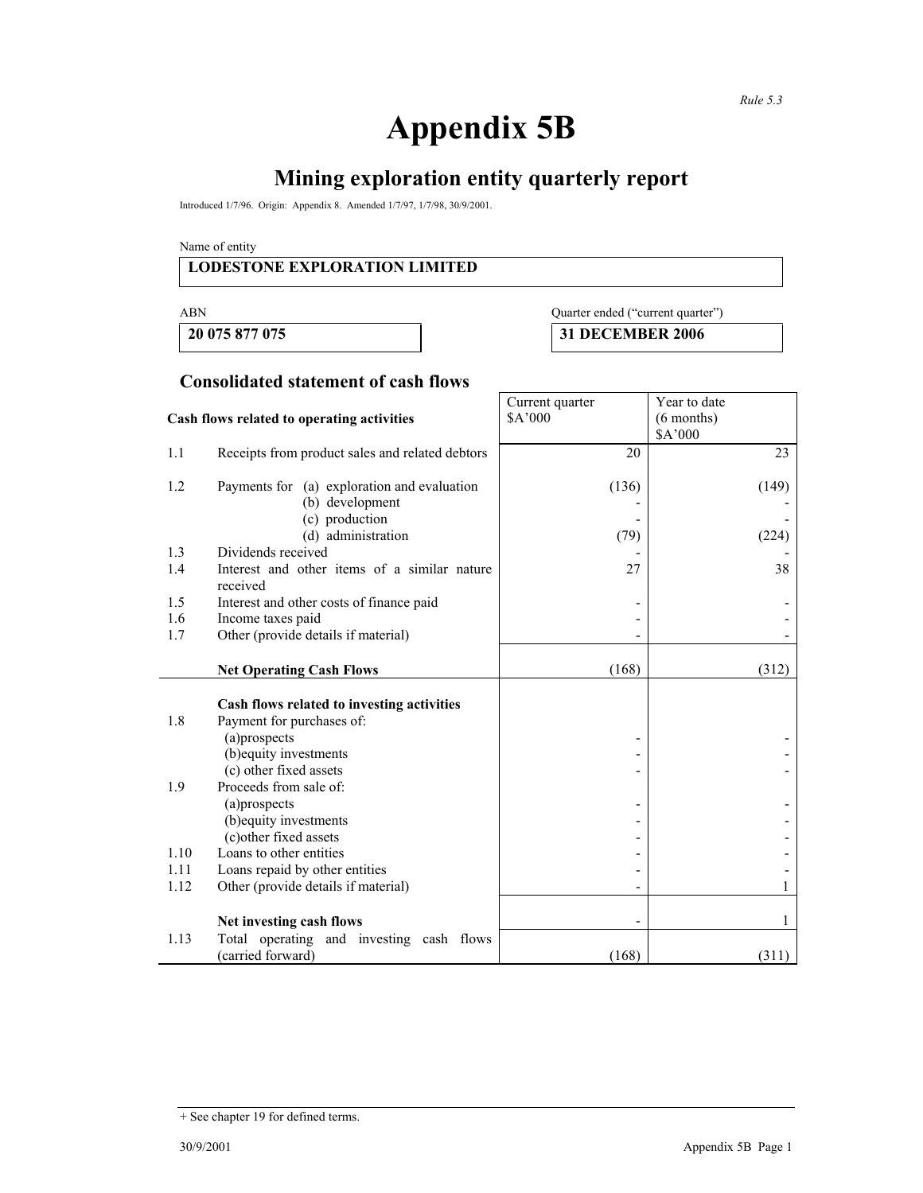*Rule 5.3*

# Appendix 5B

## Mining exploration entity quarterly report

Introduced 1/7/96. Origin: Appendix 8. Amended 1/7/97, 1/7/98, 30/9/2001.

Name of entity

| LODESTONE EXPLORATION LIMITED |
|---|

| ABN | Quarter ended ("current quarter") |
|---|---|
| **20 075 877 075** | **31 DECEMBER 2006** |

### Consolidated statement of cash flows

| | **Cash flows related to operating activities** | Current quarter $A'000 | Year to date (6 months) $A'000 |
|---|---|---|---|
| 1.1 | Receipts from product sales and related debtors | 20 | 23 |
| 1.2 | Payments for (a) exploration and evaluation | (136) | (149) |
| | (b) development | - | - |
| | (c) production | - | - |
| | (d) administration | (79) | (224) |
| 1.3 | Dividends received | - | - |
| 1.4 | Interest and other items of a similar nature received | 27 | 38 |
| 1.5 | Interest and other costs of finance paid | - | - |
| 1.6 | Income taxes paid | - | - |
| 1.7 | Other (provide details if material) | - | - |
| | **Net Operating Cash Flows** | (168) | (312) |
| | **Cash flows related to investing activities** | | |
| 1.8 | Payment for purchases of: | | |
| | (a)prospects | - | - |
| | (b)equity investments | - | - |
| | (c) other fixed assets | - | - |
| 1.9 | Proceeds from sale of: | | |
| | (a)prospects | - | - |
| | (b)equity investments | - | - |
| | (c)other fixed assets | - | - |
| 1.10 | Loans to other entities | - | - |
| 1.11 | Loans repaid by other entities | - | - |
| 1.12 | Other (provide details if material) | - | 1 |
| | **Net investing cash flows** | - | 1 |
| 1.13 | Total operating and investing cash flows (carried forward) | (168) | (311) |

+ See chapter 19 for defined terms.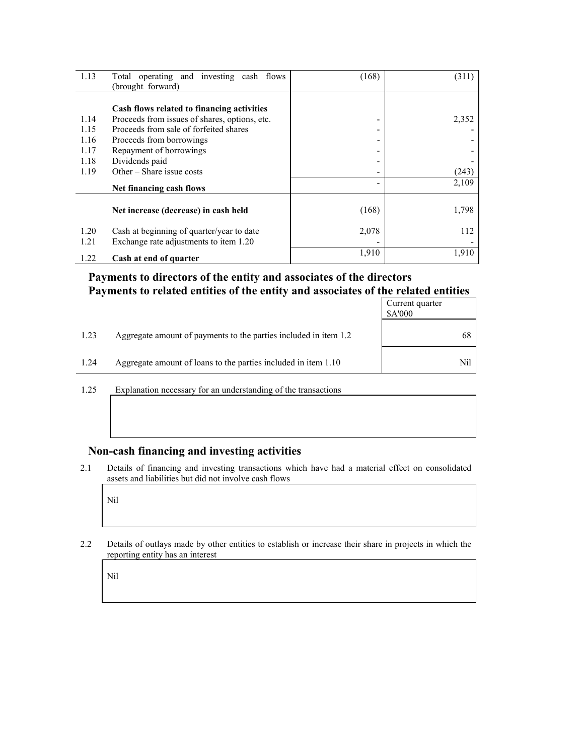| | | | |
|---|---|---|---|
| 1.13 | Total operating and investing cash flows (brought forward) | (168) | (311) |
| | **Cash flows related to financing activities** | | |
| 1.14 | Proceeds from issues of shares, options, etc. | - | 2,352 |
| 1.15 | Proceeds from sale of forfeited shares | - | - |
| 1.16 | Proceeds from borrowings | - | - |
| 1.17 | Repayment of borrowings | - | - |
| 1.18 | Dividends paid | - | - |
| 1.19 | Other – Share issue costs | - | (243) |
| | **Net financing cash flows** | - | 2,109 |
| | **Net increase (decrease) in cash held** | (168) | 1,798 |
| 1.20 | Cash at beginning of quarter/year to date | 2,078 | 112 |
| 1.21 | Exchange rate adjustments to item 1.20 | - | - |
| 1.22 | **Cash at end of quarter** | 1,910 | 1,910 |

## Payments to directors of the entity and associates of the directors
## Payments to related entities of the entity and associates of the related entities

| | | Current quarter $A'000 |
|---|---|---|
| 1.23 | Aggregate amount of payments to the parties included in item 1.2 | 68 |
| 1.24 | Aggregate amount of loans to the parties included in item 1.10 | Nil |

1.25 Explanation necessary for an understanding of the transactions

## Non-cash financing and investing activities

2.1 Details of financing and investing transactions which have had a material effect on consolidated assets and liabilities but did not involve cash flows

Nil

2.2 Details of outlays made by other entities to establish or increase their share in projects in which the reporting entity has an interest

Nil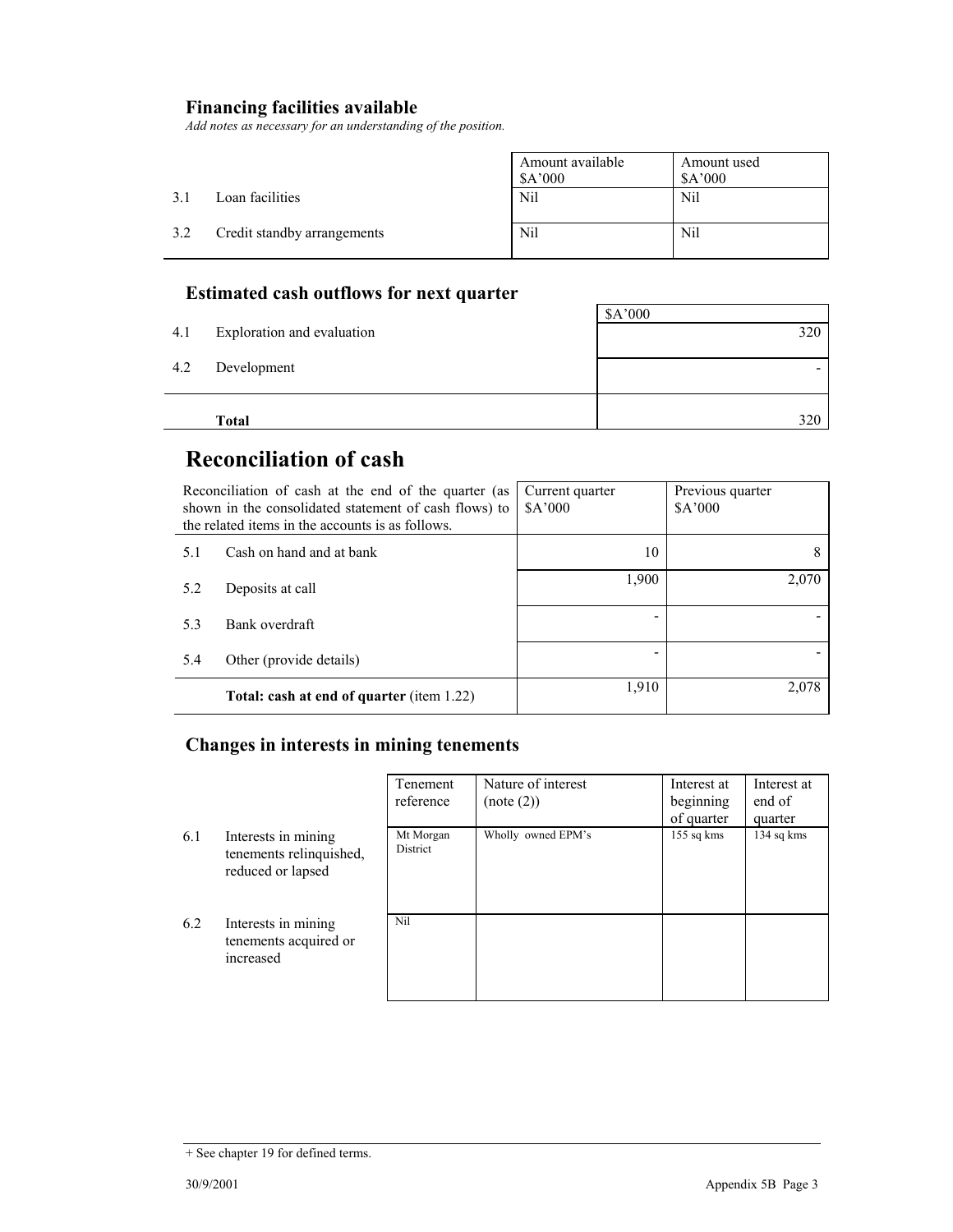## Financing facilities available

*Add notes as necessary for an understanding of the position.*

| | | Amount available $A'000 | Amount used $A'000 |
|---|---|---|---|
| 3.1 | Loan facilities | Nil | Nil |
| 3.2 | Credit standby arrangements | Nil | Nil |

## Estimated cash outflows for next quarter

| | | $A'000 |
|---|---|---|
| 4.1 | Exploration and evaluation | 320 |
| 4.2 | Development | - |
| | **Total** | 320 |

# Reconciliation of cash

| Reconciliation of cash at the end of the quarter (as shown in the consolidated statement of cash flows) to the related items in the accounts is as follows. | | Current quarter $A'000 | Previous quarter $A'000 |
|---|---|---|---|
| 5.1 | Cash on hand and at bank | 10 | 8 |
| 5.2 | Deposits at call | 1,900 | 2,070 |
| 5.3 | Bank overdraft | - | - |
| 5.4 | Other (provide details) | - | - |
| | **Total: cash at end of quarter** (item 1.22) | 1,910 | 2,078 |

## Changes in interests in mining tenements

| | | Tenement reference | Nature of interest (note (2)) | Interest at beginning of quarter | Interest at end of quarter |
|---|---|---|---|---|---|
| 6.1 | Interests in mining tenements relinquished, reduced or lapsed | Mt Morgan District | Wholly owned EPM's | 155 sq kms | 134 sq kms |
| 6.2 | Interests in mining tenements acquired or increased | Nil | | | |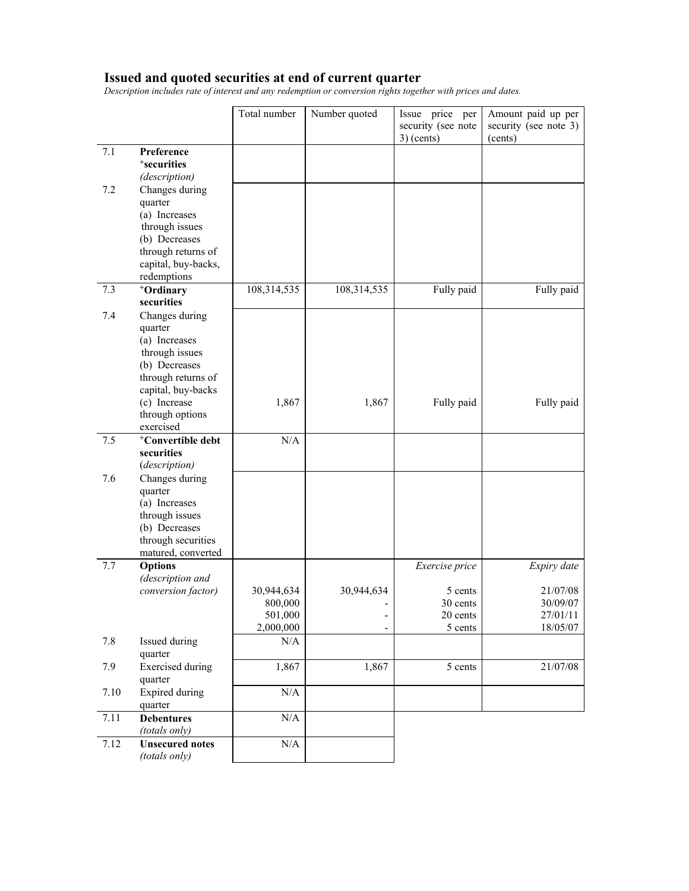## Issued and quoted securities at end of current quarter

*Description includes rate of interest and any redemption or conversion rights together with prices and dates.*

| | | Total number | Number quoted | Issue price per security (see note 3) (cents) | Amount paid up per security (see note 3) (cents) |
|---|---|---|---|---|---|
| 7.1 | **Preference +securities** *(description)* | | | | |
| 7.2 | Changes during quarter (a) Increases through issues (b) Decreases through returns of capital, buy-backs, redemptions | | | | |
| 7.3 | **+Ordinary securities** | 108,314,535 | 108,314,535 | Fully paid | Fully paid |
| 7.4 | Changes during quarter (a) Increases through issues (b) Decreases through returns of capital, buy-backs (c) Increase through options exercised | 1,867 | 1,867 | Fully paid | Fully paid |
| 7.5 | **+Convertible debt securities** *(description)* | N/A | | | |
| 7.6 | Changes during quarter (a) Increases through issues (b) Decreases through securities matured, converted | | | | |
| 7.7 | **Options** *(description and conversion factor)* | | | *Exercise price* | *Expiry date* |
| | | 30,944,634 | 30,944,634 | 5 cents | 21/07/08 |
| | | 800,000 | - | 30 cents | 30/09/07 |
| | | 501,000 | - | 20 cents | 27/01/11 |
| | | 2,000,000 | - | 5 cents | 18/05/07 |
| 7.8 | Issued during quarter | N/A | | | |
| 7.9 | Exercised during quarter | 1,867 | 1,867 | 5 cents | 21/07/08 |
| 7.10 | Expired during quarter | N/A | | | |
| 7.11 | **Debentures** *(totals only)* | N/A | | | |
| 7.12 | **Unsecured notes** *(totals only)* | N/A | | | |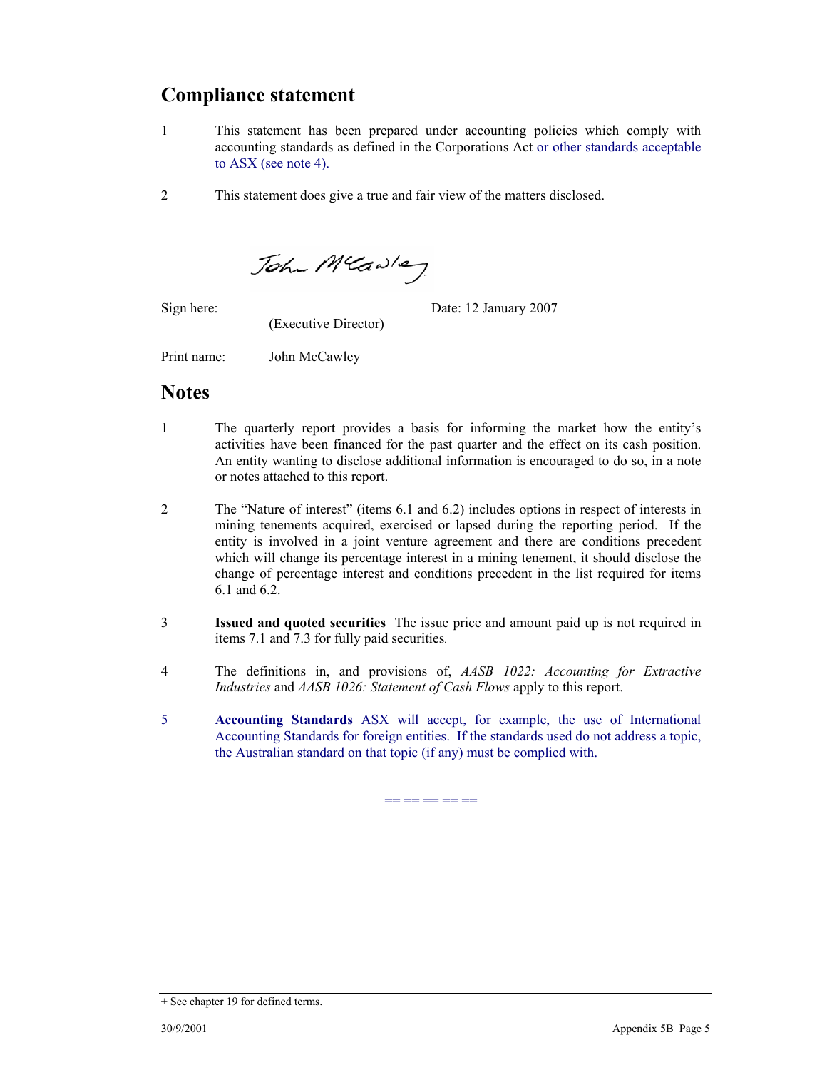## Compliance statement

1 This statement has been prepared under accounting policies which comply with accounting standards as defined in the Corporations Act or other standards acceptable to ASX (see note 4).

2 This statement does give a true and fair view of the matters disclosed.

Sign here: (Executive Director) Date: 12 January 2007

Print name: John McCawley

## Notes

1 The quarterly report provides a basis for informing the market how the entity's activities have been financed for the past quarter and the effect on its cash position. An entity wanting to disclose additional information is encouraged to do so, in a note or notes attached to this report.

2 The "Nature of interest" (items 6.1 and 6.2) includes options in respect of interests in mining tenements acquired, exercised or lapsed during the reporting period. If the entity is involved in a joint venture agreement and there are conditions precedent which will change its percentage interest in a mining tenement, it should disclose the change of percentage interest and conditions precedent in the list required for items 6.1 and 6.2.

3 **Issued and quoted securities** The issue price and amount paid up is not required in items 7.1 and 7.3 for fully paid securities.

4 The definitions in, and provisions of, *AASB 1022: Accounting for Extractive Industries* and *AASB 1026: Statement of Cash Flows* apply to this report.

5 **Accounting Standards** ASX will accept, for example, the use of International Accounting Standards for foreign entities. If the standards used do not address a topic, the Australian standard on that topic (if any) must be complied with.

== == == == ==

+ See chapter 19 for defined terms.